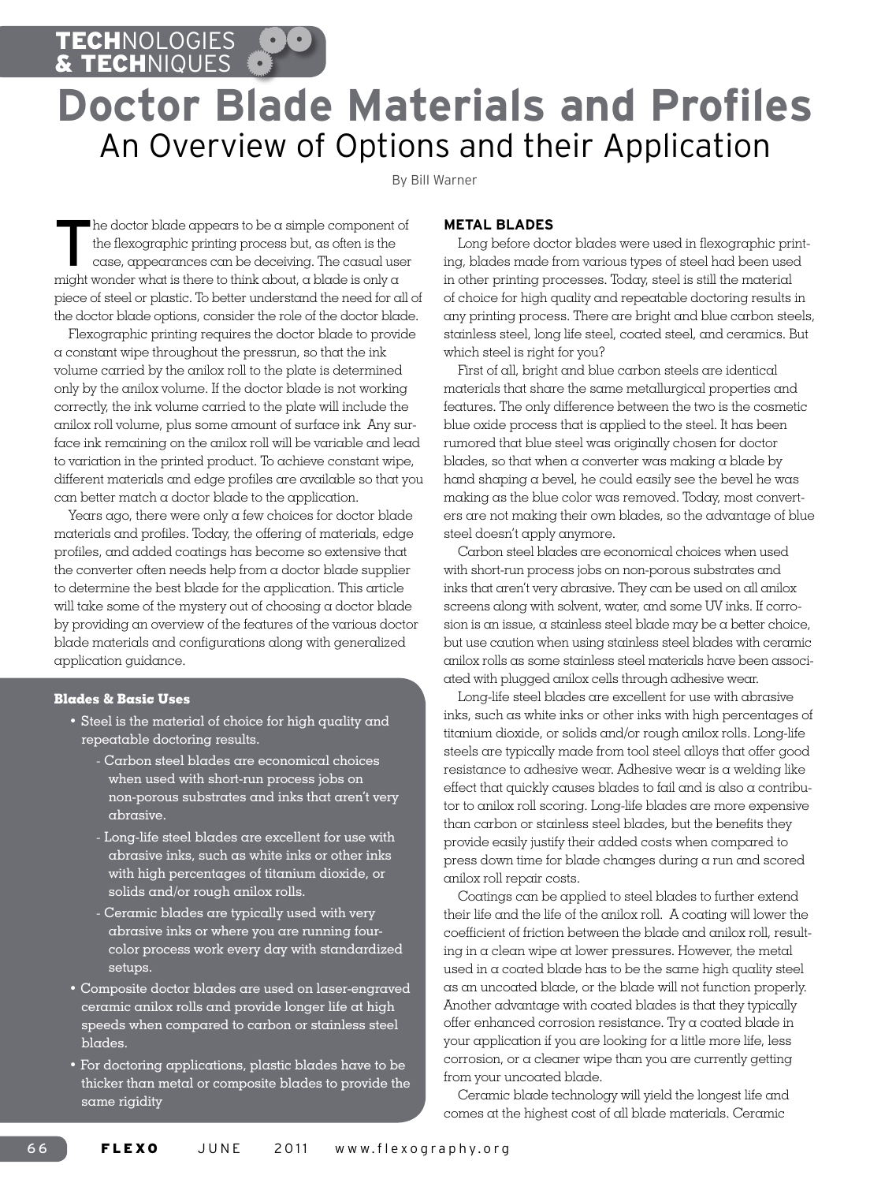TECHNOLOGIES & TECHNIQUES

# Doctor Blade Materials and Profiles

## An Overview of Options and their Application

By Bill Warner

The doctor blade appears to be a simple component of the flexographic printing process but, as often is the case, appearances can be deceiving. The casual user might wonder what is there to think about, a blade is only a piece of steel or plastic. To better understand the need for all of the doctor blade options, consider the role of the doctor blade.

Flexographic printing requires the doctor blade to provide a constant wipe throughout the pressrun, so that the ink volume carried by the anilox roll to the plate is determined only by the anilox volume. If the doctor blade is not working correctly, the ink volume carried to the plate will include the anilox roll volume, plus some amount of surface ink Any surface ink remaining on the anilox roll will be variable and lead to variation in the printed product. To achieve constant wipe, different materials and edge profiles are available so that you can better match a doctor blade to the application.

Years ago, there were only a few choices for doctor blade materials and profiles. Today, the offering of materials, edge profiles, and added coatings has become so extensive that the converter often needs help from a doctor blade supplier to determine the best blade for the application. This article will take some of the mystery out of choosing a doctor blade by providing an overview of the features of the various doctor blade materials and configurations along with generalized application guidance.

**Blades & Basic Uses**

- Steel is the material of choice for high quality and repeatable doctoring results.
  - Carbon steel blades are economical choices when used with short-run process jobs on non-porous substrates and inks that aren't very abrasive.
  - Long-life steel blades are excellent for use with abrasive inks, such as white inks or other inks with high percentages of titanium dioxide, or solids and/or rough anilox rolls.
  - Ceramic blades are typically used with very abrasive inks or where you are running four-color process work every day with standardized setups.
- Composite doctor blades are used on laser-engraved ceramic anilox rolls and provide longer life at high speeds when compared to carbon or stainless steel blades.
- For doctoring applications, plastic blades have to be thicker than metal or composite blades to provide the same rigidity

### METAL BLADES

Long before doctor blades were used in flexographic printing, blades made from various types of steel had been used in other printing processes. Today, steel is still the material of choice for high quality and repeatable doctoring results in any printing process. There are bright and blue carbon steels, stainless steel, long life steel, coated steel, and ceramics. But which steel is right for you?

First of all, bright and blue carbon steels are identical materials that share the same metallurgical properties and features. The only difference between the two is the cosmetic blue oxide process that is applied to the steel. It has been rumored that blue steel was originally chosen for doctor blades, so that when a converter was making a blade by hand shaping a bevel, he could easily see the bevel he was making as the blue color was removed. Today, most converters are not making their own blades, so the advantage of blue steel doesn't apply anymore.

Carbon steel blades are economical choices when used with short-run process jobs on non-porous substrates and inks that aren't very abrasive. They can be used on all anilox screens along with solvent, water, and some UV inks. If corrosion is an issue, a stainless steel blade may be a better choice, but use caution when using stainless steel blades with ceramic anilox rolls as some stainless steel materials have been associated with plugged anilox cells through adhesive wear.

Long-life steel blades are excellent for use with abrasive inks, such as white inks or other inks with high percentages of titanium dioxide, or solids and/or rough anilox rolls. Long-life steels are typically made from tool steel alloys that offer good resistance to adhesive wear. Adhesive wear is a welding like effect that quickly causes blades to fail and is also a contributor to anilox roll scoring. Long-life blades are more expensive than carbon or stainless steel blades, but the benefits they provide easily justify their added costs when compared to press down time for blade changes during a run and scored anilox roll repair costs.

Coatings can be applied to steel blades to further extend their life and the life of the anilox roll. A coating will lower the coefficient of friction between the blade and anilox roll, resulting in a clean wipe at lower pressures. However, the metal used in a coated blade has to be the same high quality steel as an uncoated blade, or the blade will not function properly. Another advantage with coated blades is that they typically offer enhanced corrosion resistance. Try a coated blade in your application if you are looking for a little more life, less corrosion, or a cleaner wipe than you are currently getting from your uncoated blade.

Ceramic blade technology will yield the longest life and comes at the highest cost of all blade materials. Ceramic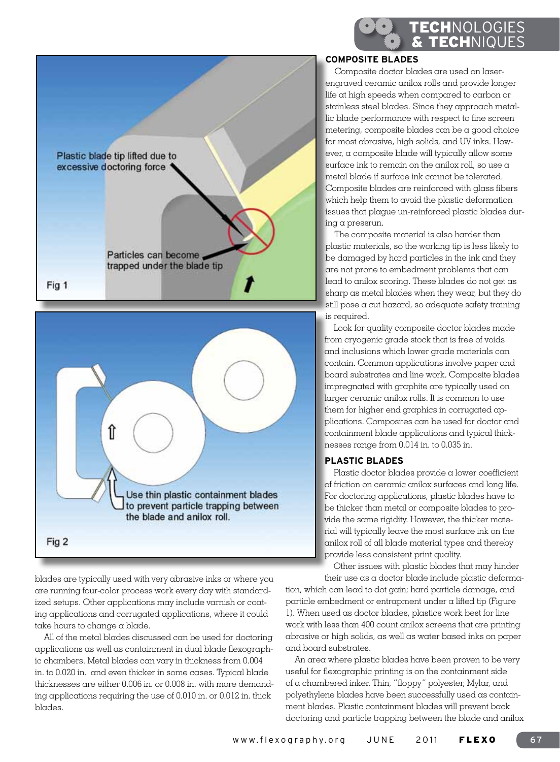Plastic blade tip lifted due to excessive doctoring force

Particles can become trapped under the blade tip

Fig 1

Use thin plastic containment blades to prevent particle trapping between the blade and anilox roll.

Fig 2

blades are typically used with very abrasive inks or where you are running four-color process work every day with standardized setups. Other applications may include varnish or coating applications and corrugated applications, where it could take hours to change a blade.

All of the metal blades discussed can be used for doctoring applications as well as containment in dual blade flexographic chambers. Metal blades can vary in thickness from 0.004 in. to 0.020 in. and even thicker in some cases. Typical blade thicknesses are either 0.006 in. or 0.008 in. with more demanding applications requiring the use of 0.010 in. or 0.012 in. thick blades.

## COMPOSITE BLADES

Composite doctor blades are used on laser-engraved ceramic anilox rolls and provide longer life at high speeds when compared to carbon or stainless steel blades. Since they approach metallic blade performance with respect to fine screen metering, composite blades can be a good choice for most abrasive, high solids, and UV inks. However, a composite blade will typically allow some surface ink to remain on the anilox roll, so use a metal blade if surface ink cannot be tolerated. Composite blades are reinforced with glass fibers which help them to avoid the plastic deformation issues that plague un-reinforced plastic blades during a pressrun.

The composite material is also harder than plastic materials, so the working tip is less likely to be damaged by hard particles in the ink and they are not prone to embedment problems that can lead to anilox scoring. These blades do not get as sharp as metal blades when they wear, but they do still pose a cut hazard, so adequate safety training is required.

Look for quality composite doctor blades made from cryogenic grade stock that is free of voids and inclusions which lower grade materials can contain. Common applications involve paper and board substrates and line work. Composite blades impregnated with graphite are typically used on larger ceramic anilox rolls. It is common to use them for higher end graphics in corrugated applications. Composites can be used for doctor and containment blade applications and typical thicknesses range from 0.014 in. to 0.035 in.

## PLASTIC BLADES

Plastic doctor blades provide a lower coefficient of friction on ceramic anilox surfaces and long life. For doctoring applications, plastic blades have to be thicker than metal or composite blades to provide the same rigidity. However, the thicker material will typically leave the most surface ink on the anilox roll of all blade material types and thereby provide less consistent print quality.

Other issues with plastic blades that may hinder their use as a doctor blade include plastic deformation, which can lead to dot gain; hard particle damage, and particle embedment or entrapment under a lifted tip (Figure 1). When used as doctor blades, plastics work best for line work with less than 400 count anilox screens that are printing abrasive or high solids, as well as water based inks on paper and board substrates.

An area where plastic blades have been proven to be very useful for flexographic printing is on the containment side of a chambered inker. Thin, "floppy" polyester, Mylar, and polyethylene blades have been successfully used as containment blades. Plastic containment blades will prevent back doctoring and particle trapping between the blade and anilox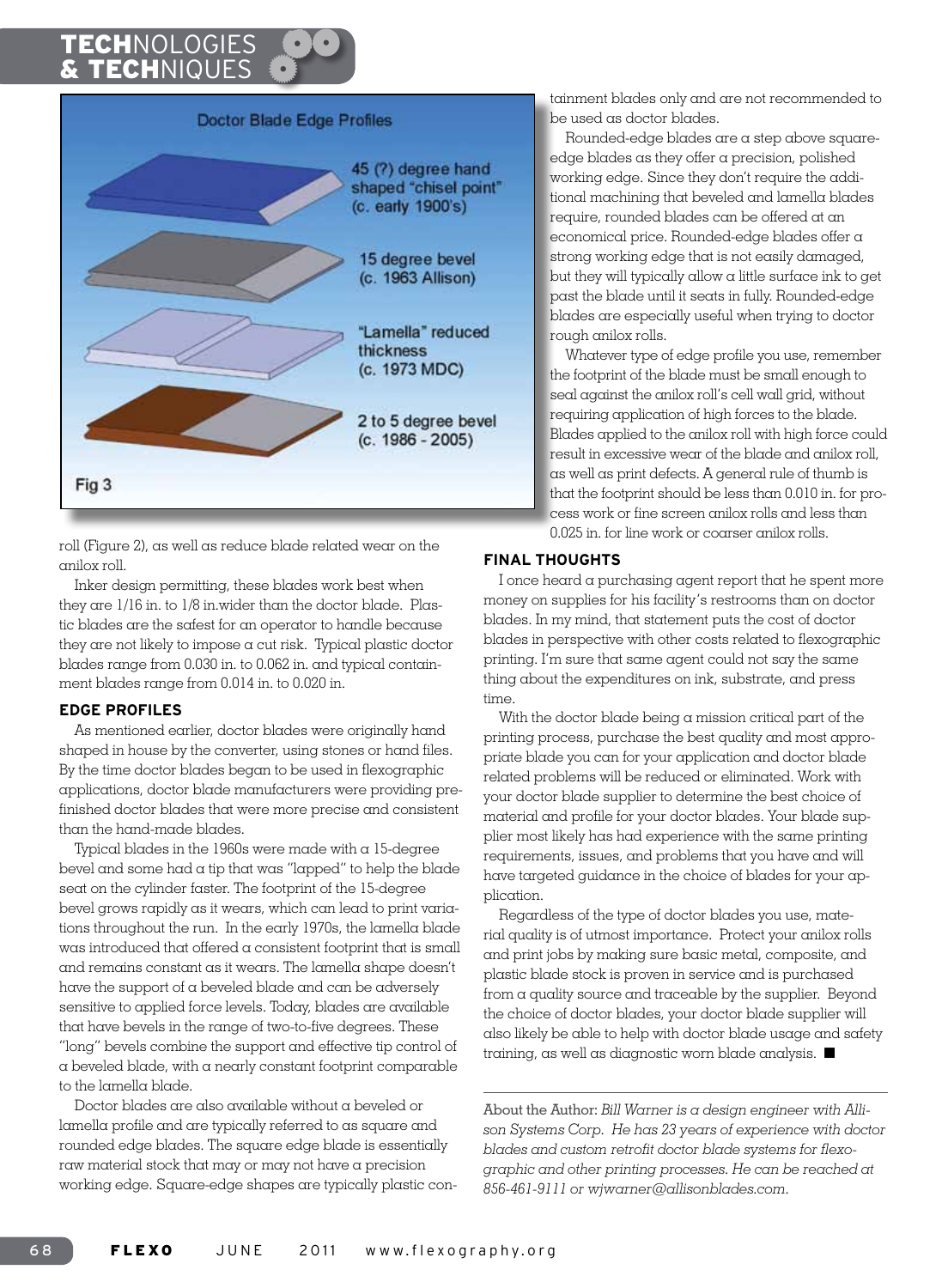Doctor Blade Edge Profiles

45 (?) degree hand shaped "chisel point" (c. early 1900's)

15 degree bevel (c. 1963 Allison)

"Lamella" reduced thickness (c. 1973 MDC)

2 to 5 degree bevel (c. 1986 - 2005)

Fig 3

roll (Figure 2), as well as reduce blade related wear on the anilox roll.

Inker design permitting, these blades work best when they are 1/16 in. to 1/8 in.wider than the doctor blade. Plastic blades are the safest for an operator to handle because they are not likely to impose a cut risk. Typical plastic doctor blades range from 0.030 in. to 0.062 in. and typical containment blades range from 0.014 in. to 0.020 in.

#### EDGE PROFILES

As mentioned earlier, doctor blades were originally hand shaped in house by the converter, using stones or hand files. By the time doctor blades began to be used in flexographic applications, doctor blade manufacturers were providing prefinished doctor blades that were more precise and consistent than the hand-made blades.

Typical blades in the 1960s were made with a 15-degree bevel and some had a tip that was "lapped" to help the blade seat on the cylinder faster. The footprint of the 15-degree bevel grows rapidly as it wears, which can lead to print variations throughout the run. In the early 1970s, the lamella blade was introduced that offered a consistent footprint that is small and remains constant as it wears. The lamella shape doesn't have the support of a beveled blade and can be adversely sensitive to applied force levels. Today, blades are available that have bevels in the range of two-to-five degrees. These "long" bevels combine the support and effective tip control of a beveled blade, with a nearly constant footprint comparable to the lamella blade.

Doctor blades are also available without a beveled or lamella profile and are typically referred to as square and rounded edge blades. The square edge blade is essentially raw material stock that may or may not have a precision working edge. Square-edge shapes are typically plastic containment blades only and are not recommended to be used as doctor blades.

Rounded-edge blades are a step above square-edge blades as they offer a precision, polished working edge. Since they don't require the additional machining that beveled and lamella blades require, rounded blades can be offered at an economical price. Rounded-edge blades offer a strong working edge that is not easily damaged, but they will typically allow a little surface ink to get past the blade until it seats in fully. Rounded-edge blades are especially useful when trying to doctor rough anilox rolls.

Whatever type of edge profile you use, remember the footprint of the blade must be small enough to seal against the anilox roll's cell wall grid, without requiring application of high forces to the blade. Blades applied to the anilox roll with high force could result in excessive wear of the blade and anilox roll, as well as print defects. A general rule of thumb is that the footprint should be less than 0.010 in. for process work or fine screen anilox rolls and less than 0.025 in. for line work or coarser anilox rolls.

#### FINAL THOUGHTS

I once heard a purchasing agent report that he spent more money on supplies for his facility's restrooms than on doctor blades. In my mind, that statement puts the cost of doctor blades in perspective with other costs related to flexographic printing. I'm sure that same agent could not say the same thing about the expenditures on ink, substrate, and press time.

With the doctor blade being a mission critical part of the printing process, purchase the best quality and most appropriate blade you can for your application and doctor blade related problems will be reduced or eliminated. Work with your doctor blade supplier to determine the best choice of material and profile for your doctor blades. Your blade supplier most likely has had experience with the same printing requirements, issues, and problems that you have and will have targeted guidance in the choice of blades for your application.

Regardless of the type of doctor blades you use, material quality is of utmost importance. Protect your anilox rolls and print jobs by making sure basic metal, composite, and plastic blade stock is proven in service and is purchased from a quality source and traceable by the supplier. Beyond the choice of doctor blades, your doctor blade supplier will also likely be able to help with doctor blade usage and safety training, as well as diagnostic worn blade analysis. ■

About the Author: *Bill Warner is a design engineer with Allison Systems Corp. He has 23 years of experience with doctor blades and custom retrofit doctor blade systems for flexographic and other printing processes. He can be reached at 856-461-9111 or wjwarner@allisonblades.com.*